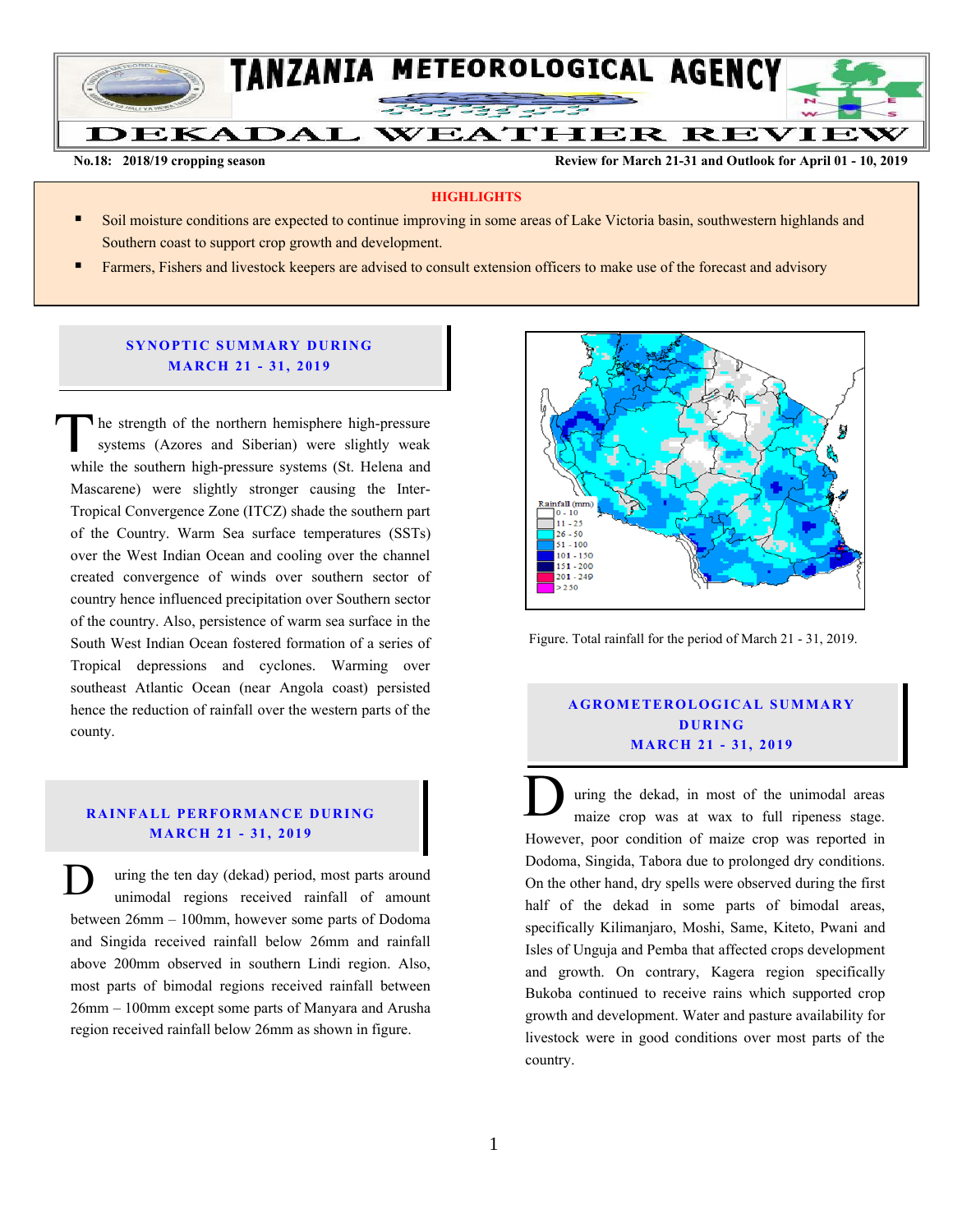# TANZANIA METEOROLOGICAL AGENCY

# DEKADAL WEATHER REVIEW

**No.18: 2018/19 cropping season** **Review for March 21-31 and Outlook for April 01 - 10, 2019**

**HIGHLIGHTS**

- Soil moisture conditions are expected to continue improving in some areas of Lake Victoria basin, southwestern highlands and Southern coast to support crop growth and development.
- Farmers, Fishers and livestock keepers are advised to consult extension officers to make use of the forecast and advisory

## SYNOPTIC SUMMARY DURING MARCH 21 - 31, 2019

The strength of the northern hemisphere high-pressure systems (Azores and Siberian) were slightly weak while the southern high-pressure systems (St. Helena and Mascarene) were slightly stronger causing the Inter-Tropical Convergence Zone (ITCZ) shade the southern part of the Country. Warm Sea surface temperatures (SSTs) over the West Indian Ocean and cooling over the channel created convergence of winds over southern sector of country hence influenced precipitation over Southern sector of the country. Also, persistence of warm sea surface in the South West Indian Ocean fostered formation of a series of Tropical depressions and cyclones. Warming over southeast Atlantic Ocean (near Angola coast) persisted hence the reduction of rainfall over the western parts of the county.

## RAINFALL PERFORMANCE DURING MARCH 21 - 31, 2019

During the ten day (dekad) period, most parts around unimodal regions received rainfall of amount between 26mm – 100mm, however some parts of Dodoma and Singida received rainfall below 26mm and rainfall above 200mm observed in southern Lindi region. Also, most parts of bimodal regions received rainfall between 26mm – 100mm except some parts of Manyara and Arusha region received rainfall below 26mm as shown in figure.

Rainfall (mm): 0 - 10; 11 - 25; 26 - 50; 51 - 100; 101 - 150; 151 - 200; 201 - 249; > 250

Figure. Total rainfall for the period of March 21 - 31, 2019.

## AGROMETEROLOGICAL SUMMARY DURING MARCH 21 - 31, 2019

During the dekad, in most of the unimodal areas maize crop was at wax to full ripeness stage. However, poor condition of maize crop was reported in Dodoma, Singida, Tabora due to prolonged dry conditions. On the other hand, dry spells were observed during the first half of the dekad in some parts of bimodal areas, specifically Kilimanjaro, Moshi, Same, Kiteto, Pwani and Isles of Unguja and Pemba that affected crops development and growth. On contrary, Kagera region specifically Bukoba continued to receive rains which supported crop growth and development. Water and pasture availability for livestock were in good conditions over most parts of the country.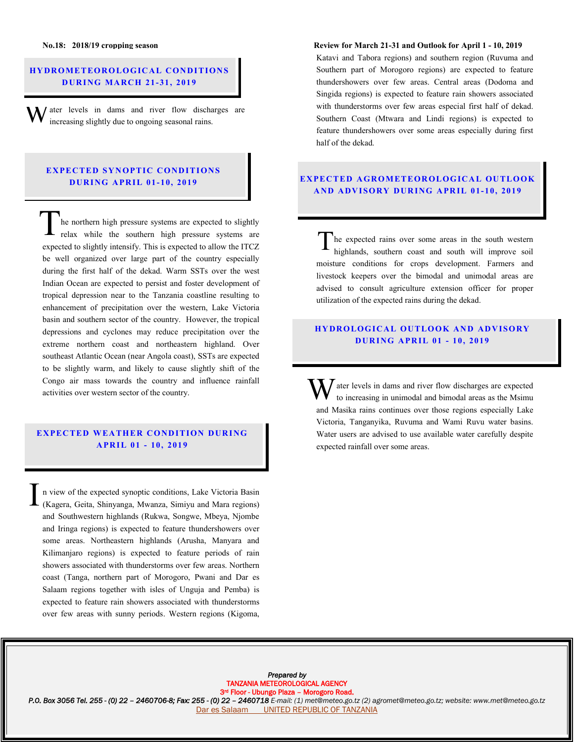**No.18: 2018/19 cropping season**

**Review for March 21-31 and Outlook for April 1 - 10, 2019**

## HYDROMETEOROLOGICAL CONDITIONS DURING MARCH 21-31, 2019

Water levels in dams and river flow discharges are increasing slightly due to ongoing seasonal rains.

## EXPECTED SYNOPTIC CONDITIONS DURING APRIL 01-10, 2019

The northern high pressure systems are expected to slightly relax while the southern high pressure systems are expected to slightly intensify. This is expected to allow the ITCZ be well organized over large part of the country especially during the first half of the dekad. Warm SSTs over the west Indian Ocean are expected to persist and foster development of tropical depression near to the Tanzania coastline resulting to enhancement of precipitation over the western, Lake Victoria basin and southern sector of the country. However, the tropical depressions and cyclones may reduce precipitation over the extreme northern coast and northeastern highland. Over southeast Atlantic Ocean (near Angola coast), SSTs are expected to be slightly warm, and likely to cause slightly shift of the Congo air mass towards the country and influence rainfall activities over western sector of the country.

## EXPECTED WEATHER CONDITION DURING APRIL 01 - 10, 2019

In view of the expected synoptic conditions, Lake Victoria Basin (Kagera, Geita, Shinyanga, Mwanza, Simiyu and Mara regions) and Southwestern highlands (Rukwa, Songwe, Mbeya, Njombe and Iringa regions) is expected to feature thundershowers over some areas. Northeastern highlands (Arusha, Manyara and Kilimanjaro regions) is expected to feature periods of rain showers associated with thunderstorms over few areas. Northern coast (Tanga, northern part of Morogoro, Pwani and Dar es Salaam regions together with isles of Unguja and Pemba) is expected to feature rain showers associated with thunderstorms over few areas with sunny periods. Western regions (Kigoma, Katavi and Tabora regions) and southern region (Ruvuma and Southern part of Morogoro regions) are expected to feature thundershowers over few areas. Central areas (Dodoma and Singida regions) is expected to feature rain showers associated with thunderstorms over few areas especial first half of dekad. Southern Coast (Mtwara and Lindi regions) is expected to feature thundershowers over some areas especially during first half of the dekad.

## EXPECTED AGROMETEOROLOGICAL OUTLOOK AND ADVISORY DURING APRIL 01-10, 2019

The expected rains over some areas in the south western highlands, southern coast and south will improve soil moisture conditions for crops development. Farmers and livestock keepers over the bimodal and unimodal areas are advised to consult agriculture extension officer for proper utilization of the expected rains during the dekad.

## HYDROLOGICAL OUTLOOK AND ADVISORY DURING APRIL 01 - 10, 2019

Water levels in dams and river flow discharges are expected to increasing in unimodal and bimodal areas as the Msimu and Masika rains continues over those regions especially Lake Victoria, Tanganyika, Ruvuma and Wami Ruvu water basins. Water users are advised to use available water carefully despite expected rainfall over some areas.

*Prepared by*
TANZANIA METEOROLOGICAL AGENCY
3rd Floor - Ubungo Plaza – Morogoro Road.
*P.O. Box 3056 Tel. 255 - (0) 22 – 2460706-8; Fax: 255 - (0) 22 – 2460718 E-mail: (1) met@meteo.go.tz (2) agromet@meteo.go.tz; website: www.met@meteo.go.tz*
Dar es Salaam UNITED REPUBLIC OF TANZANIA